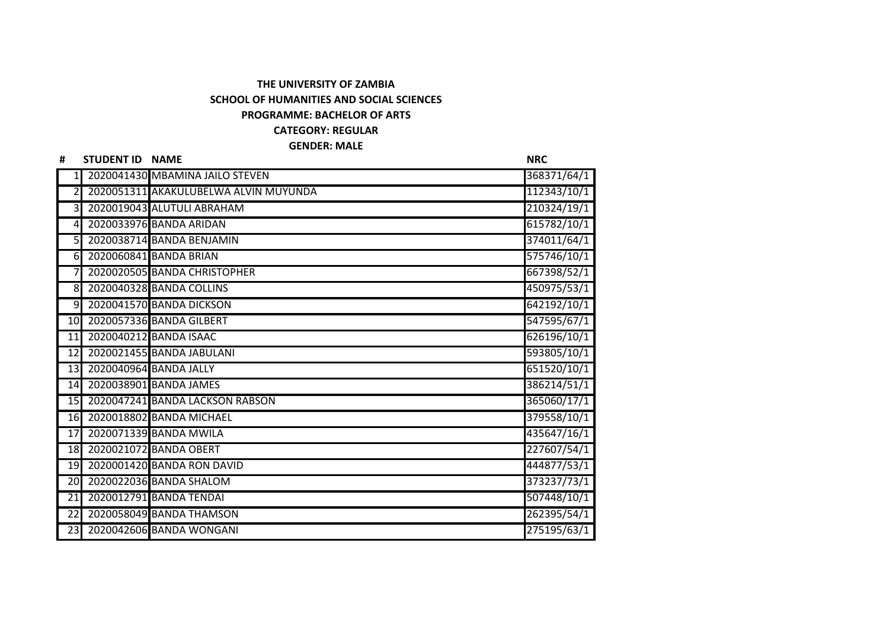**THE UNIVERSITY OF ZAMBIA**

**SCHOOL OF HUMANITIES AND SOCIAL SCIENCES**

**PROGRAMME: BACHELOR OF ARTS**

**CATEGORY: REGULAR**

**GENDER: MALE**

| # | STUDENT ID | NAME | NRC |
|---|---|---|---|
| 1 | 2020041430 | MBAMINA JAILO STEVEN | 368371/64/1 |
| 2 | 2020051311 | AKAKULUBELWA ALVIN MUYUNDA | 112343/10/1 |
| 3 | 2020019043 | ALUTULI ABRAHAM | 210324/19/1 |
| 4 | 2020033976 | BANDA ARIDAN | 615782/10/1 |
| 5 | 2020038714 | BANDA BENJAMIN | 374011/64/1 |
| 6 | 2020060841 | BANDA BRIAN | 575746/10/1 |
| 7 | 2020020505 | BANDA CHRISTOPHER | 667398/52/1 |
| 8 | 2020040328 | BANDA COLLINS | 450975/53/1 |
| 9 | 2020041570 | BANDA DICKSON | 642192/10/1 |
| 10 | 2020057336 | BANDA GILBERT | 547595/67/1 |
| 11 | 2020040212 | BANDA ISAAC | 626196/10/1 |
| 12 | 2020021455 | BANDA JABULANI | 593805/10/1 |
| 13 | 2020040964 | BANDA JALLY | 651520/10/1 |
| 14 | 2020038901 | BANDA JAMES | 386214/51/1 |
| 15 | 2020047241 | BANDA LACKSON RABSON | 365060/17/1 |
| 16 | 2020018802 | BANDA MICHAEL | 379558/10/1 |
| 17 | 2020071339 | BANDA MWILA | 435647/16/1 |
| 18 | 2020021072 | BANDA OBERT | 227607/54/1 |
| 19 | 2020001420 | BANDA RON DAVID | 444877/53/1 |
| 20 | 2020022036 | BANDA SHALOM | 373237/73/1 |
| 21 | 2020012791 | BANDA TENDAI | 507448/10/1 |
| 22 | 2020058049 | BANDA THAMSON | 262395/54/1 |
| 23 | 2020042606 | BANDA WONGANI | 275195/63/1 |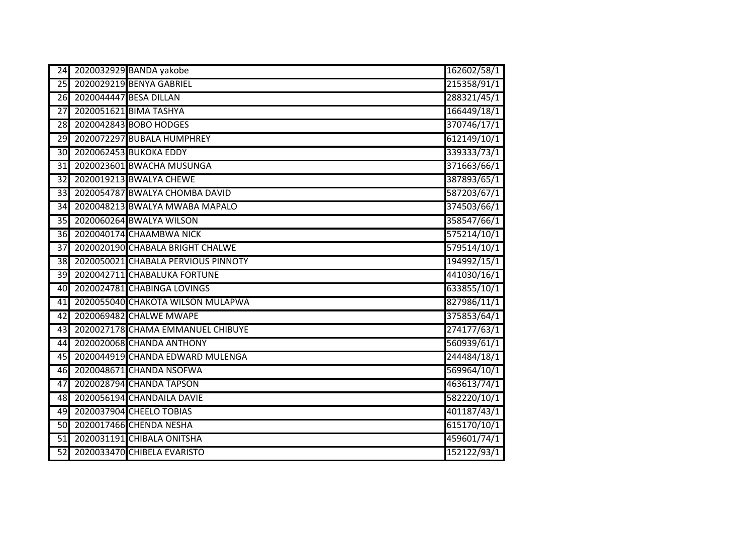| | | | |
|---|---|---|---|
| 24 | 2020032929 | BANDA yakobe | 162602/58/1 |
| 25 | 2020029219 | BENYA GABRIEL | 215358/91/1 |
| 26 | 2020044447 | BESA DILLAN | 288321/45/1 |
| 27 | 2020051621 | BIMA TASHYA | 166449/18/1 |
| 28 | 2020042843 | BOBO HODGES | 370746/17/1 |
| 29 | 2020072297 | BUBALA HUMPHREY | 612149/10/1 |
| 30 | 2020062453 | BUKOKA EDDY | 339333/73/1 |
| 31 | 2020023601 | BWACHA MUSUNGA | 371663/66/1 |
| 32 | 2020019213 | BWALYA CHEWE | 387893/65/1 |
| 33 | 2020054787 | BWALYA CHOMBA DAVID | 587203/67/1 |
| 34 | 2020048213 | BWALYA MWABA MAPALO | 374503/66/1 |
| 35 | 2020060264 | BWALYA WILSON | 358547/66/1 |
| 36 | 2020040174 | CHAAMBWA NICK | 575214/10/1 |
| 37 | 2020020190 | CHABALA BRIGHT CHALWE | 579514/10/1 |
| 38 | 2020050021 | CHABALA PERVIOUS PINNOTY | 194992/15/1 |
| 39 | 2020042711 | CHABALUKA FORTUNE | 441030/16/1 |
| 40 | 2020024781 | CHABINGA LOVINGS | 633855/10/1 |
| 41 | 2020055040 | CHAKOTA WILSON MULAPWA | 827986/11/1 |
| 42 | 2020069482 | CHALWE MWAPE | 375853/64/1 |
| 43 | 2020027178 | CHAMA EMMANUEL CHIBUYE | 274177/63/1 |
| 44 | 2020020068 | CHANDA ANTHONY | 560939/61/1 |
| 45 | 2020044919 | CHANDA EDWARD MULENGA | 244484/18/1 |
| 46 | 2020048671 | CHANDA NSOFWA | 569964/10/1 |
| 47 | 2020028794 | CHANDA TAPSON | 463613/74/1 |
| 48 | 2020056194 | CHANDAILA DAVIE | 582220/10/1 |
| 49 | 2020037904 | CHEELO TOBIAS | 401187/43/1 |
| 50 | 2020017466 | CHENDA NESHA | 615170/10/1 |
| 51 | 2020031191 | CHIBALA ONITSHA | 459601/74/1 |
| 52 | 2020033470 | CHIBELA EVARISTO | 152122/93/1 |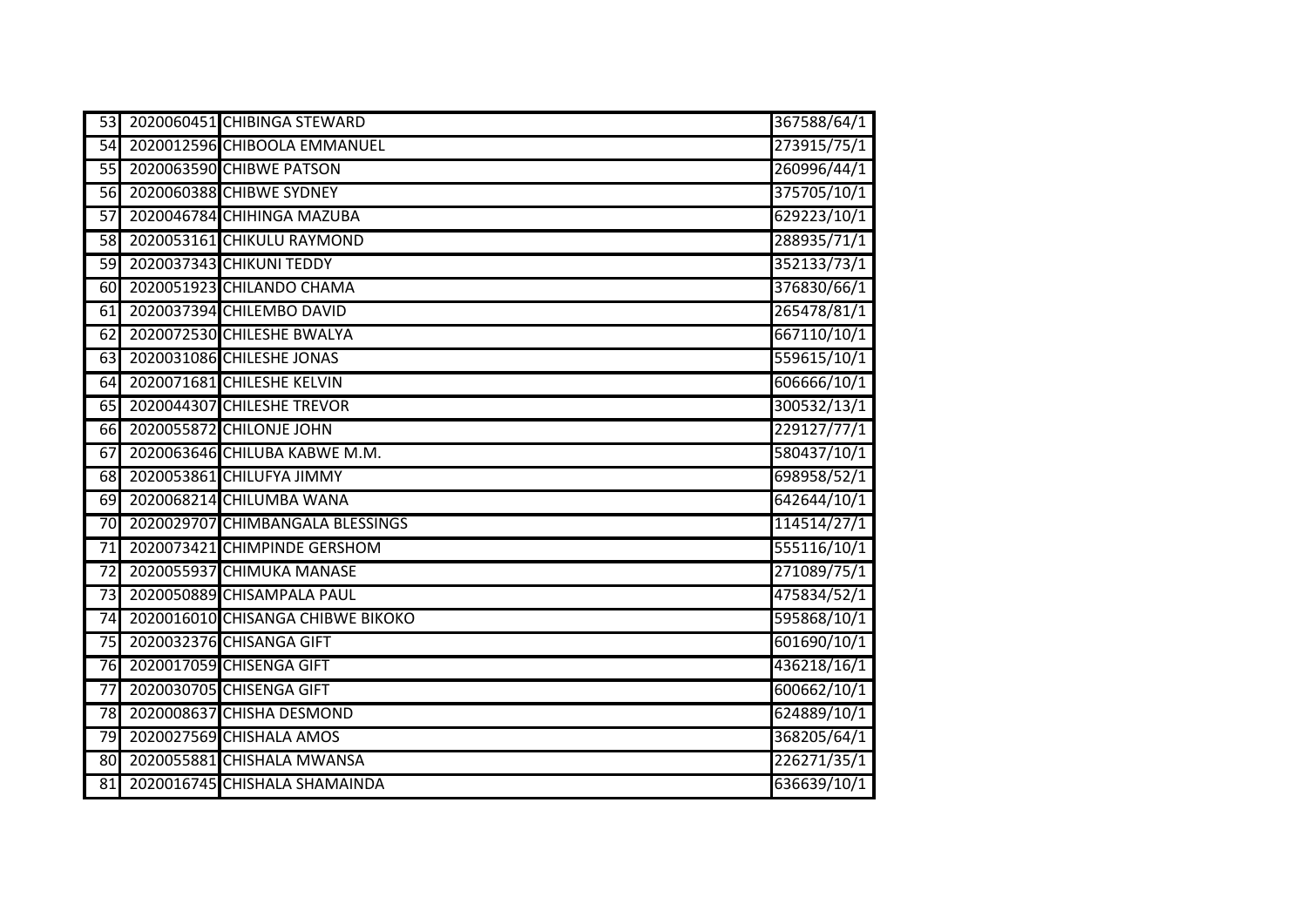| | | | |
|---|---|---|---|
| 53 | 2020060451 | CHIBINGA STEWARD | 367588/64/1 |
| 54 | 2020012596 | CHIBOOLA EMMANUEL | 273915/75/1 |
| 55 | 2020063590 | CHIBWE PATSON | 260996/44/1 |
| 56 | 2020060388 | CHIBWE SYDNEY | 375705/10/1 |
| 57 | 2020046784 | CHIHINGA MAZUBA | 629223/10/1 |
| 58 | 2020053161 | CHIKULU RAYMOND | 288935/71/1 |
| 59 | 2020037343 | CHIKUNI TEDDY | 352133/73/1 |
| 60 | 2020051923 | CHILANDO CHAMA | 376830/66/1 |
| 61 | 2020037394 | CHILEMBO DAVID | 265478/81/1 |
| 62 | 2020072530 | CHILESHE BWALYA | 667110/10/1 |
| 63 | 2020031086 | CHILESHE JONAS | 559615/10/1 |
| 64 | 2020071681 | CHILESHE KELVIN | 606666/10/1 |
| 65 | 2020044307 | CHILESHE TREVOR | 300532/13/1 |
| 66 | 2020055872 | CHILONJE JOHN | 229127/77/1 |
| 67 | 2020063646 | CHILUBA KABWE M.M. | 580437/10/1 |
| 68 | 2020053861 | CHILUFYA JIMMY | 698958/52/1 |
| 69 | 2020068214 | CHILUMBA WANA | 642644/10/1 |
| 70 | 2020029707 | CHIMBANGALA BLESSINGS | 114514/27/1 |
| 71 | 2020073421 | CHIMPINDE GERSHOM | 555116/10/1 |
| 72 | 2020055937 | CHIMUKA MANASE | 271089/75/1 |
| 73 | 2020050889 | CHISAMPALA PAUL | 475834/52/1 |
| 74 | 2020016010 | CHISANGA CHIBWE BIKOKO | 595868/10/1 |
| 75 | 2020032376 | CHISANGA GIFT | 601690/10/1 |
| 76 | 2020017059 | CHISENGA GIFT | 436218/16/1 |
| 77 | 2020030705 | CHISENGA GIFT | 600662/10/1 |
| 78 | 2020008637 | CHISHA DESMOND | 624889/10/1 |
| 79 | 2020027569 | CHISHALA AMOS | 368205/64/1 |
| 80 | 2020055881 | CHISHALA MWANSA | 226271/35/1 |
| 81 | 2020016745 | CHISHALA SHAMAINDA | 636639/10/1 |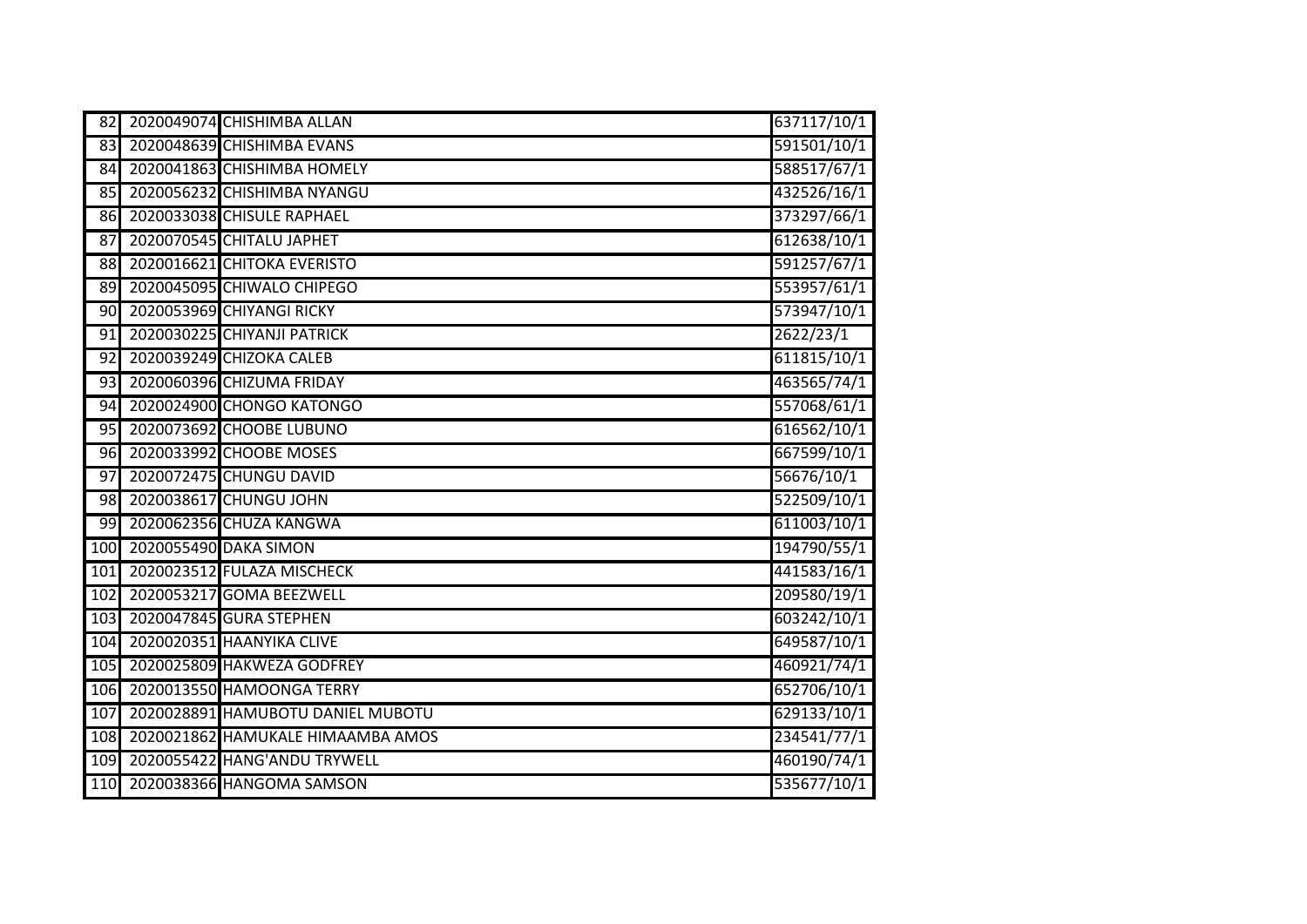| | | | |
|---|---|---|---|
| 82 | 2020049074 | CHISHIMBA ALLAN | 637117/10/1 |
| 83 | 2020048639 | CHISHIMBA EVANS | 591501/10/1 |
| 84 | 2020041863 | CHISHIMBA HOMELY | 588517/67/1 |
| 85 | 2020056232 | CHISHIMBA NYANGU | 432526/16/1 |
| 86 | 2020033038 | CHISULE RAPHAEL | 373297/66/1 |
| 87 | 2020070545 | CHITALU JAPHET | 612638/10/1 |
| 88 | 2020016621 | CHITOKA EVERISTO | 591257/67/1 |
| 89 | 2020045095 | CHIWALO CHIPEGO | 553957/61/1 |
| 90 | 2020053969 | CHIYANGI RICKY | 573947/10/1 |
| 91 | 2020030225 | CHIYANJI PATRICK | 2622/23/1 |
| 92 | 2020039249 | CHIZOKA CALEB | 611815/10/1 |
| 93 | 2020060396 | CHIZUMA FRIDAY | 463565/74/1 |
| 94 | 2020024900 | CHONGO KATONGO | 557068/61/1 |
| 95 | 2020073692 | CHOOBE LUBUNO | 616562/10/1 |
| 96 | 2020033992 | CHOOBE MOSES | 667599/10/1 |
| 97 | 2020072475 | CHUNGU DAVID | 56676/10/1 |
| 98 | 2020038617 | CHUNGU JOHN | 522509/10/1 |
| 99 | 2020062356 | CHUZA KANGWA | 611003/10/1 |
| 100 | 2020055490 | DAKA SIMON | 194790/55/1 |
| 101 | 2020023512 | FULAZA MISCHECK | 441583/16/1 |
| 102 | 2020053217 | GOMA BEEZWELL | 209580/19/1 |
| 103 | 2020047845 | GURA STEPHEN | 603242/10/1 |
| 104 | 2020020351 | HAANYIKA CLIVE | 649587/10/1 |
| 105 | 2020025809 | HAKWEZA GODFREY | 460921/74/1 |
| 106 | 2020013550 | HAMOONGA TERRY | 652706/10/1 |
| 107 | 2020028891 | HAMUBOTU DANIEL MUBOTU | 629133/10/1 |
| 108 | 2020021862 | HAMUKALE HIMAAMBA AMOS | 234541/77/1 |
| 109 | 2020055422 | HANG'ANDU TRYWELL | 460190/74/1 |
| 110 | 2020038366 | HANGOMA SAMSON | 535677/10/1 |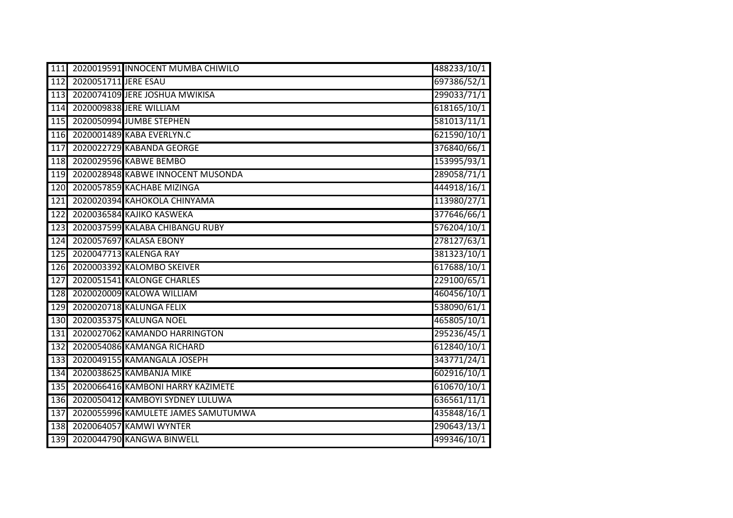| | | | |
|---|---|---|---|
| 111 | 2020019591 | INNOCENT MUMBA CHIWILO | 488233/10/1 |
| 112 | 2020051711 | JERE ESAU | 697386/52/1 |
| 113 | 2020074109 | JERE JOSHUA MWIKISA | 299033/71/1 |
| 114 | 2020009838 | JERE WILLIAM | 618165/10/1 |
| 115 | 2020050994 | JUMBE STEPHEN | 581013/11/1 |
| 116 | 2020001489 | KABA EVERLYN.C | 621590/10/1 |
| 117 | 2020022729 | KABANDA GEORGE | 376840/66/1 |
| 118 | 2020029596 | KABWE BEMBO | 153995/93/1 |
| 119 | 2020028948 | KABWE INNOCENT MUSONDA | 289058/71/1 |
| 120 | 2020057859 | KACHABE MIZINGA | 444918/16/1 |
| 121 | 2020020394 | KAHOKOLA CHINYAMA | 113980/27/1 |
| 122 | 2020036584 | KAJIKO KASWEKA | 377646/66/1 |
| 123 | 2020037599 | KALABA CHIBANGU RUBY | 576204/10/1 |
| 124 | 2020057697 | KALASA EBONY | 278127/63/1 |
| 125 | 2020047713 | KALENGA RAY | 381323/10/1 |
| 126 | 2020003392 | KALOMBO SKEIVER | 617688/10/1 |
| 127 | 2020051541 | KALONGE CHARLES | 229100/65/1 |
| 128 | 2020020009 | KALOWA WILLIAM | 460456/10/1 |
| 129 | 2020020718 | KALUNGA FELIX | 538090/61/1 |
| 130 | 2020035375 | KALUNGA NOEL | 465805/10/1 |
| 131 | 2020027062 | KAMANDO HARRINGTON | 295236/45/1 |
| 132 | 2020054086 | KAMANGA RICHARD | 612840/10/1 |
| 133 | 2020049155 | KAMANGALA JOSEPH | 343771/24/1 |
| 134 | 2020038625 | KAMBANJA MIKE | 602916/10/1 |
| 135 | 2020066416 | KAMBONI HARRY KAZIMETE | 610670/10/1 |
| 136 | 2020050412 | KAMBOYI SYDNEY LULUWA | 636561/11/1 |
| 137 | 2020055996 | KAMULETE JAMES SAMUTUMWA | 435848/16/1 |
| 138 | 2020064057 | KAMWI WYNTER | 290643/13/1 |
| 139 | 2020044790 | KANGWA BINWELL | 499346/10/1 |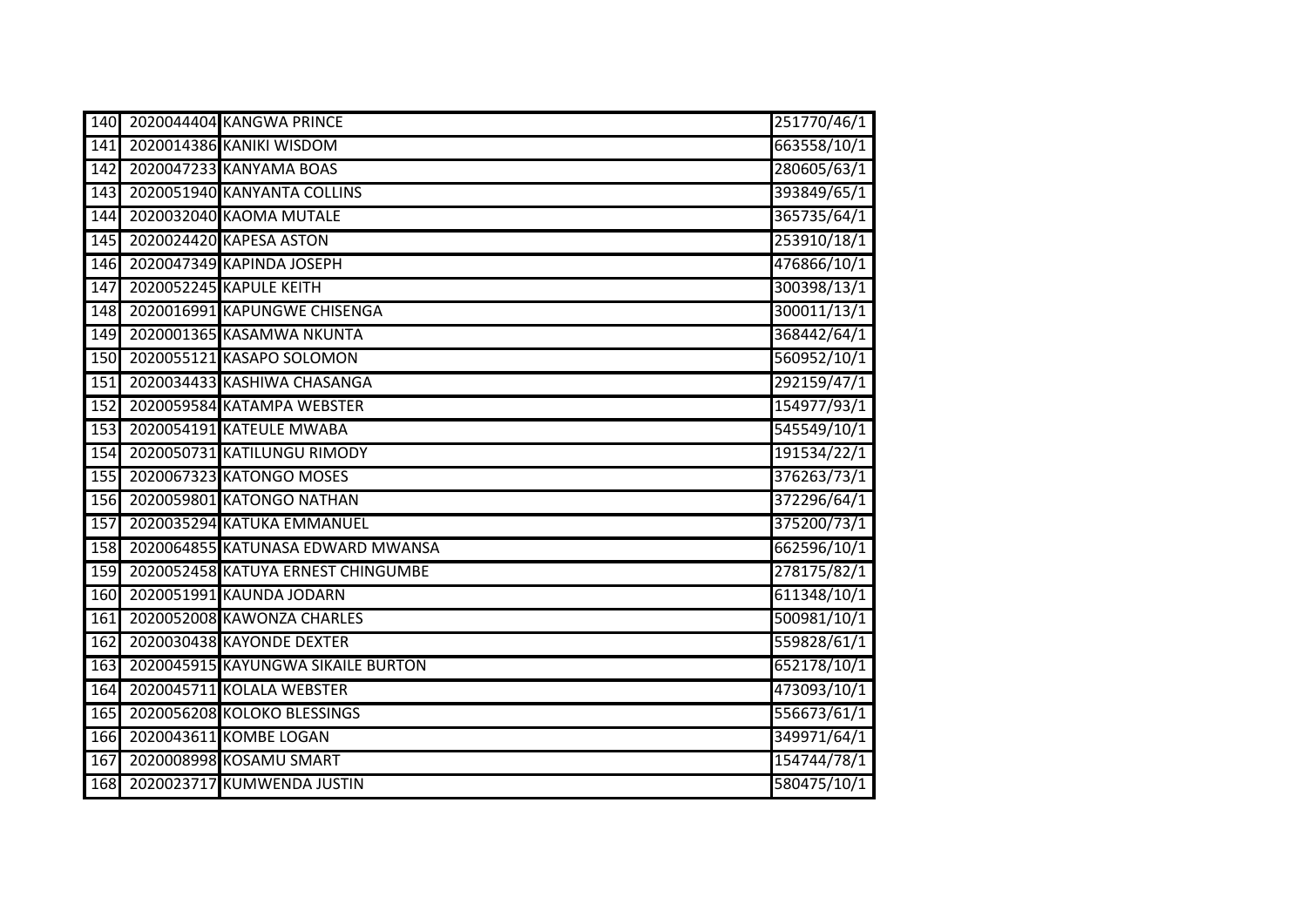| 140 | 2020044404 | KANGWA PRINCE | 251770/46/1 |
|---|---|---|---|
| 141 | 2020014386 | KANIKI WISDOM | 663558/10/1 |
| 142 | 2020047233 | KANYAMA BOAS | 280605/63/1 |
| 143 | 2020051940 | KANYANTA COLLINS | 393849/65/1 |
| 144 | 2020032040 | KAOMA MUTALE | 365735/64/1 |
| 145 | 2020024420 | KAPESA ASTON | 253910/18/1 |
| 146 | 2020047349 | KAPINDA JOSEPH | 476866/10/1 |
| 147 | 2020052245 | KAPULE KEITH | 300398/13/1 |
| 148 | 2020016991 | KAPUNGWE CHISENGA | 300011/13/1 |
| 149 | 2020001365 | KASAMWA NKUNTA | 368442/64/1 |
| 150 | 2020055121 | KASAPO SOLOMON | 560952/10/1 |
| 151 | 2020034433 | KASHIWA CHASANGA | 292159/47/1 |
| 152 | 2020059584 | KATAMPA WEBSTER | 154977/93/1 |
| 153 | 2020054191 | KATEULE MWABA | 545549/10/1 |
| 154 | 2020050731 | KATILUNGU RIMODY | 191534/22/1 |
| 155 | 2020067323 | KATONGO MOSES | 376263/73/1 |
| 156 | 2020059801 | KATONGO NATHAN | 372296/64/1 |
| 157 | 2020035294 | KATUKA EMMANUEL | 375200/73/1 |
| 158 | 2020064855 | KATUNASA EDWARD MWANSA | 662596/10/1 |
| 159 | 2020052458 | KATUYA ERNEST CHINGUMBE | 278175/82/1 |
| 160 | 2020051991 | KAUNDA JODARN | 611348/10/1 |
| 161 | 2020052008 | KAWONZA CHARLES | 500981/10/1 |
| 162 | 2020030438 | KAYONDE DEXTER | 559828/61/1 |
| 163 | 2020045915 | KAYUNGWA SIKAILE BURTON | 652178/10/1 |
| 164 | 2020045711 | KOLALA WEBSTER | 473093/10/1 |
| 165 | 2020056208 | KOLOKO BLESSINGS | 556673/61/1 |
| 166 | 2020043611 | KOMBE LOGAN | 349971/64/1 |
| 167 | 2020008998 | KOSAMU SMART | 154744/78/1 |
| 168 | 2020023717 | KUMWENDA JUSTIN | 580475/10/1 |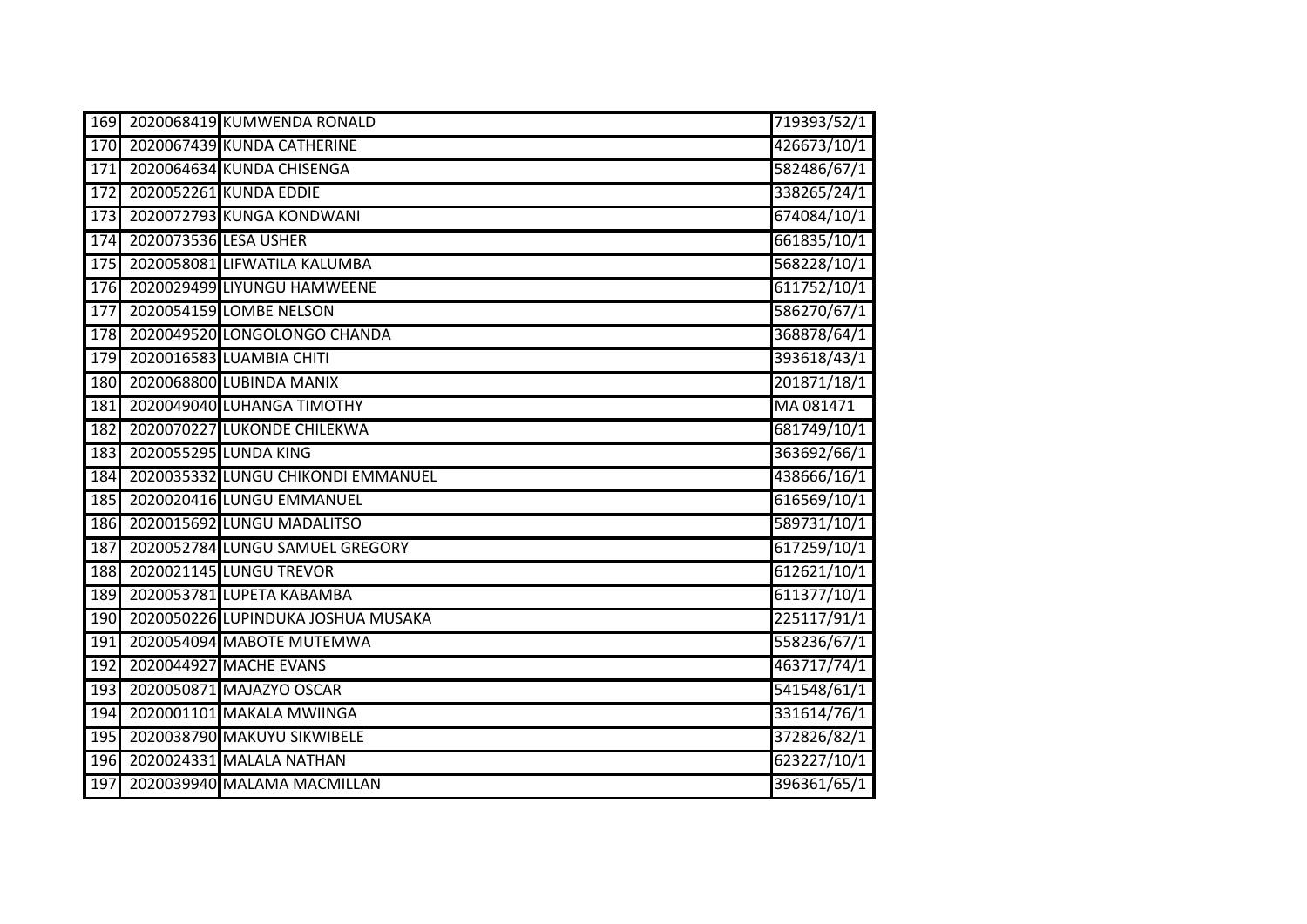| | | | |
|---|---|---|---|
| 169 | 2020068419 | KUMWENDA RONALD | 719393/52/1 |
| 170 | 2020067439 | KUNDA CATHERINE | 426673/10/1 |
| 171 | 2020064634 | KUNDA CHISENGA | 582486/67/1 |
| 172 | 2020052261 | KUNDA EDDIE | 338265/24/1 |
| 173 | 2020072793 | KUNGA KONDWANI | 674084/10/1 |
| 174 | 2020073536 | LESA USHER | 661835/10/1 |
| 175 | 2020058081 | LIFWATILA KALUMBA | 568228/10/1 |
| 176 | 2020029499 | LIYUNGU HAMWEENE | 611752/10/1 |
| 177 | 2020054159 | LOMBE NELSON | 586270/67/1 |
| 178 | 2020049520 | LONGOLONGO CHANDA | 368878/64/1 |
| 179 | 2020016583 | LUAMBIA CHITI | 393618/43/1 |
| 180 | 2020068800 | LUBINDA MANIX | 201871/18/1 |
| 181 | 2020049040 | LUHANGA TIMOTHY | MA 081471 |
| 182 | 2020070227 | LUKONDE CHILEKWA | 681749/10/1 |
| 183 | 2020055295 | LUNDA KING | 363692/66/1 |
| 184 | 2020035332 | LUNGU CHIKONDI EMMANUEL | 438666/16/1 |
| 185 | 2020020416 | LUNGU EMMANUEL | 616569/10/1 |
| 186 | 2020015692 | LUNGU MADALITSO | 589731/10/1 |
| 187 | 2020052784 | LUNGU SAMUEL GREGORY | 617259/10/1 |
| 188 | 2020021145 | LUNGU TREVOR | 612621/10/1 |
| 189 | 2020053781 | LUPETA KABAMBA | 611377/10/1 |
| 190 | 2020050226 | LUPINDUKA JOSHUA MUSAKA | 225117/91/1 |
| 191 | 2020054094 | MABOTE MUTEMWA | 558236/67/1 |
| 192 | 2020044927 | MACHE EVANS | 463717/74/1 |
| 193 | 2020050871 | MAJAZYO OSCAR | 541548/61/1 |
| 194 | 2020001101 | MAKALA MWIINGA | 331614/76/1 |
| 195 | 2020038790 | MAKUYU SIKWIBELE | 372826/82/1 |
| 196 | 2020024331 | MALALA NATHAN | 623227/10/1 |
| 197 | 2020039940 | MALAMA MACMILLAN | 396361/65/1 |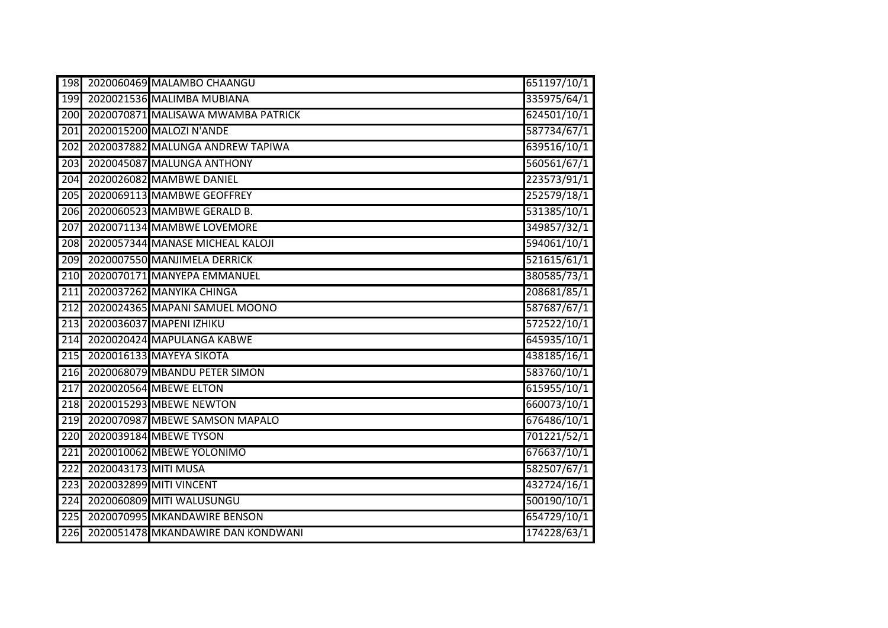| | | | |
|---|---|---|---|
| 198 | 2020060469 | MALAMBO CHAANGU | 651197/10/1 |
| 199 | 2020021536 | MALIMBA MUBIANA | 335975/64/1 |
| 200 | 2020070871 | MALISAWA MWAMBA PATRICK | 624501/10/1 |
| 201 | 2020015200 | MALOZI N'ANDE | 587734/67/1 |
| 202 | 2020037882 | MALUNGA ANDREW TAPIWA | 639516/10/1 |
| 203 | 2020045087 | MALUNGA ANTHONY | 560561/67/1 |
| 204 | 2020026082 | MAMBWE DANIEL | 223573/91/1 |
| 205 | 2020069113 | MAMBWE GEOFFREY | 252579/18/1 |
| 206 | 2020060523 | MAMBWE GERALD B. | 531385/10/1 |
| 207 | 2020071134 | MAMBWE LOVEMORE | 349857/32/1 |
| 208 | 2020057344 | MANASE MICHEAL KALOJI | 594061/10/1 |
| 209 | 2020007550 | MANJIMELA DERRICK | 521615/61/1 |
| 210 | 2020070171 | MANYEPA EMMANUEL | 380585/73/1 |
| 211 | 2020037262 | MANYIKA CHINGA | 208681/85/1 |
| 212 | 2020024365 | MAPANI SAMUEL MOONO | 587687/67/1 |
| 213 | 2020036037 | MAPENI IZHIKU | 572522/10/1 |
| 214 | 2020020424 | MAPULANGA KABWE | 645935/10/1 |
| 215 | 2020016133 | MAYEYA SIKOTA | 438185/16/1 |
| 216 | 2020068079 | MBANDU PETER SIMON | 583760/10/1 |
| 217 | 2020020564 | MBEWE ELTON | 615955/10/1 |
| 218 | 2020015293 | MBEWE NEWTON | 660073/10/1 |
| 219 | 2020070987 | MBEWE SAMSON MAPALO | 676486/10/1 |
| 220 | 2020039184 | MBEWE TYSON | 701221/52/1 |
| 221 | 2020010062 | MBEWE YOLONIMO | 676637/10/1 |
| 222 | 2020043173 | MITI MUSA | 582507/67/1 |
| 223 | 2020032899 | MITI VINCENT | 432724/16/1 |
| 224 | 2020060809 | MITI WALUSUNGU | 500190/10/1 |
| 225 | 2020070995 | MKANDAWIRE BENSON | 654729/10/1 |
| 226 | 2020051478 | MKANDAWIRE DAN KONDWANI | 174228/63/1 |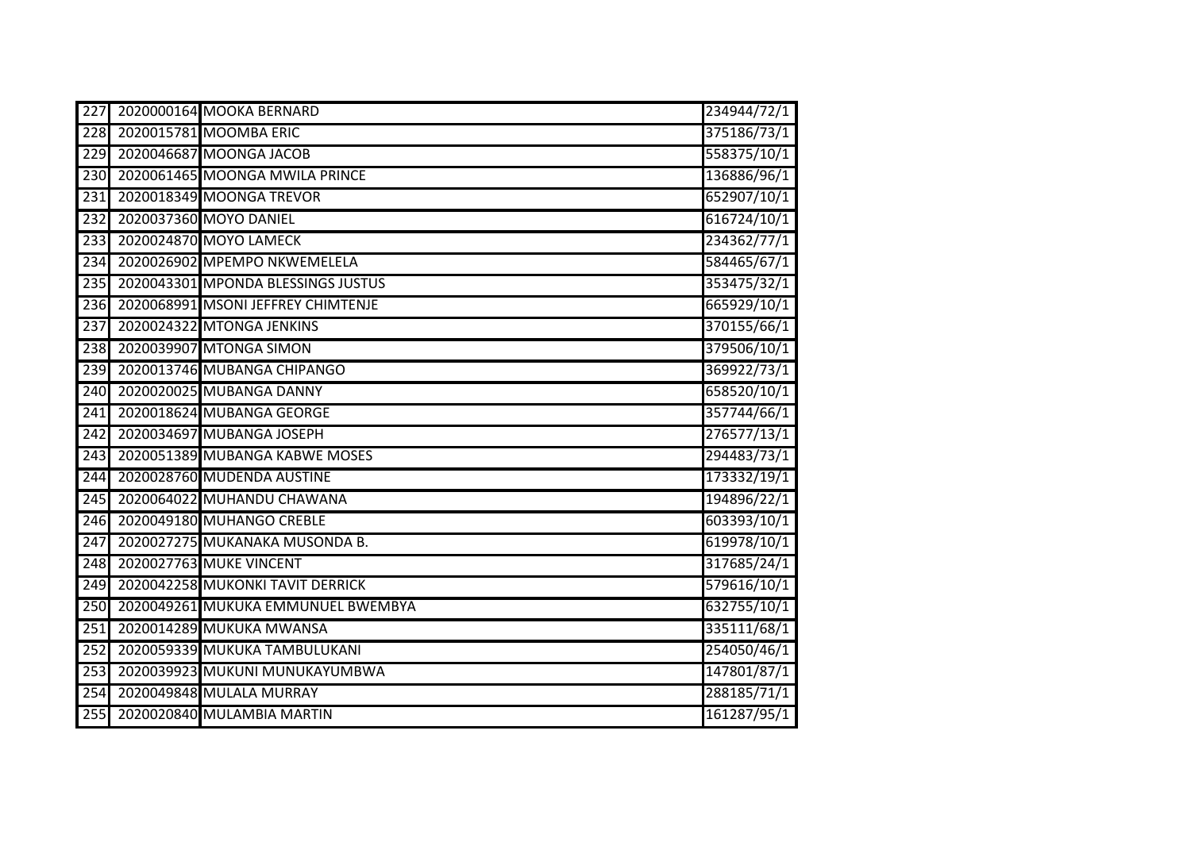| | | | |
|---|---|---|---|
| 227 | 2020000164 | MOOKA BERNARD | 234944/72/1 |
| 228 | 2020015781 | MOOMBA ERIC | 375186/73/1 |
| 229 | 2020046687 | MOONGA JACOB | 558375/10/1 |
| 230 | 2020061465 | MOONGA MWILA PRINCE | 136886/96/1 |
| 231 | 2020018349 | MOONGA TREVOR | 652907/10/1 |
| 232 | 2020037360 | MOYO DANIEL | 616724/10/1 |
| 233 | 2020024870 | MOYO LAMECK | 234362/77/1 |
| 234 | 2020026902 | MPEMPO NKWEMELELA | 584465/67/1 |
| 235 | 2020043301 | MPONDA BLESSINGS JUSTUS | 353475/32/1 |
| 236 | 2020068991 | MSONI JEFFREY CHIMTENJE | 665929/10/1 |
| 237 | 2020024322 | MTONGA JENKINS | 370155/66/1 |
| 238 | 2020039907 | MTONGA SIMON | 379506/10/1 |
| 239 | 2020013746 | MUBANGA CHIPANGO | 369922/73/1 |
| 240 | 2020020025 | MUBANGA DANNY | 658520/10/1 |
| 241 | 2020018624 | MUBANGA GEORGE | 357744/66/1 |
| 242 | 2020034697 | MUBANGA JOSEPH | 276577/13/1 |
| 243 | 2020051389 | MUBANGA KABWE MOSES | 294483/73/1 |
| 244 | 2020028760 | MUDENDA AUSTINE | 173332/19/1 |
| 245 | 2020064022 | MUHANDU CHAWANA | 194896/22/1 |
| 246 | 2020049180 | MUHANGO CREBLE | 603393/10/1 |
| 247 | 2020027275 | MUKANAKA MUSONDA B. | 619978/10/1 |
| 248 | 2020027763 | MUKE VINCENT | 317685/24/1 |
| 249 | 2020042258 | MUKONKI TAVIT DERRICK | 579616/10/1 |
| 250 | 2020049261 | MUKUKA EMMUNUEL BWEMBYA | 632755/10/1 |
| 251 | 2020014289 | MUKUKA MWANSA | 335111/68/1 |
| 252 | 2020059339 | MUKUKA TAMBULUKANI | 254050/46/1 |
| 253 | 2020039923 | MUKUNI MUNUKAYUMBWA | 147801/87/1 |
| 254 | 2020049848 | MULALA MURRAY | 288185/71/1 |
| 255 | 2020020840 | MULAMBIA MARTIN | 161287/95/1 |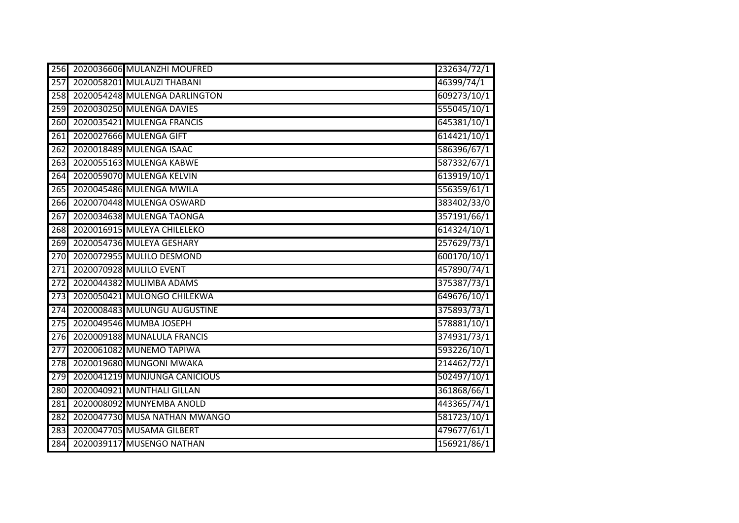| | | | |
|---|---|---|---|
| 256 | 2020036606 | MULANZHI MOUFRED | 232634/72/1 |
| 257 | 2020058201 | MULAUZI THABANI | 46399/74/1 |
| 258 | 2020054248 | MULENGA DARLINGTON | 609273/10/1 |
| 259 | 2020030250 | MULENGA DAVIES | 555045/10/1 |
| 260 | 2020035421 | MULENGA FRANCIS | 645381/10/1 |
| 261 | 2020027666 | MULENGA GIFT | 614421/10/1 |
| 262 | 2020018489 | MULENGA ISAAC | 586396/67/1 |
| 263 | 2020055163 | MULENGA KABWE | 587332/67/1 |
| 264 | 2020059070 | MULENGA KELVIN | 613919/10/1 |
| 265 | 2020045486 | MULENGA MWILA | 556359/61/1 |
| 266 | 2020070448 | MULENGA OSWARD | 383402/33/0 |
| 267 | 2020034638 | MULENGA TAONGA | 357191/66/1 |
| 268 | 2020016915 | MULEYA CHILELEKO | 614324/10/1 |
| 269 | 2020054736 | MULEYA GESHARY | 257629/73/1 |
| 270 | 2020072955 | MULILO DESMOND | 600170/10/1 |
| 271 | 2020070928 | MULILO EVENT | 457890/74/1 |
| 272 | 2020044382 | MULIMBA ADAMS | 375387/73/1 |
| 273 | 2020050421 | MULONGO CHILEKWA | 649676/10/1 |
| 274 | 2020008483 | MULUNGU AUGUSTINE | 375893/73/1 |
| 275 | 2020049546 | MUMBA JOSEPH | 578881/10/1 |
| 276 | 2020009188 | MUNALULA FRANCIS | 374931/73/1 |
| 277 | 2020061082 | MUNEMO TAPIWA | 593226/10/1 |
| 278 | 2020019680 | MUNGONI MWAKA | 214462/72/1 |
| 279 | 2020041219 | MUNJUNGA CANICIOUS | 502497/10/1 |
| 280 | 2020040921 | MUNTHALI GILLAN | 361868/66/1 |
| 281 | 2020008092 | MUNYEMBA ANOLD | 443365/74/1 |
| 282 | 2020047730 | MUSA NATHAN MWANGO | 581723/10/1 |
| 283 | 2020047705 | MUSAMA GILBERT | 479677/61/1 |
| 284 | 2020039117 | MUSENGO NATHAN | 156921/86/1 |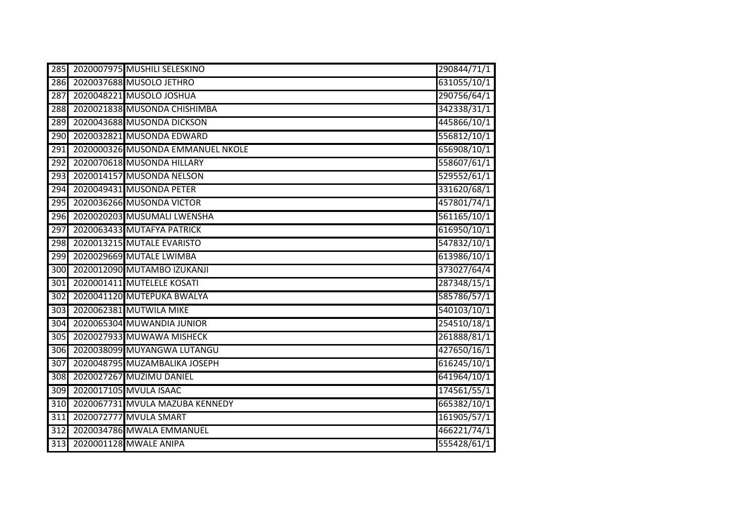| | | | |
|---|---|---|---|
| 285 | 2020007975 | MUSHILI SELESKINO | 290844/71/1 |
| 286 | 2020037688 | MUSOLO JETHRO | 631055/10/1 |
| 287 | 2020048221 | MUSOLO JOSHUA | 290756/64/1 |
| 288 | 2020021838 | MUSONDA CHISHIMBA | 342338/31/1 |
| 289 | 2020043688 | MUSONDA DICKSON | 445866/10/1 |
| 290 | 2020032821 | MUSONDA EDWARD | 556812/10/1 |
| 291 | 2020000326 | MUSONDA EMMANUEL NKOLE | 656908/10/1 |
| 292 | 2020070618 | MUSONDA HILLARY | 558607/61/1 |
| 293 | 2020014157 | MUSONDA NELSON | 529552/61/1 |
| 294 | 2020049431 | MUSONDA PETER | 331620/68/1 |
| 295 | 2020036266 | MUSONDA VICTOR | 457801/74/1 |
| 296 | 2020020203 | MUSUMALI LWENSHA | 561165/10/1 |
| 297 | 2020063433 | MUTAFYA PATRICK | 616950/10/1 |
| 298 | 2020013215 | MUTALE EVARISTO | 547832/10/1 |
| 299 | 2020029669 | MUTALE LWIMBA | 613986/10/1 |
| 300 | 2020012090 | MUTAMBO IZUKANJI | 373027/64/4 |
| 301 | 2020001411 | MUTELELE KOSATI | 287348/15/1 |
| 302 | 2020041120 | MUTEPUKA BWALYA | 585786/57/1 |
| 303 | 2020062381 | MUTWILA MIKE | 540103/10/1 |
| 304 | 2020065304 | MUWANDIA JUNIOR | 254510/18/1 |
| 305 | 2020027933 | MUWAWA MISHECK | 261888/81/1 |
| 306 | 2020038099 | MUYANGWA LUTANGU | 427650/16/1 |
| 307 | 2020048795 | MUZAMBALIKA JOSEPH | 616245/10/1 |
| 308 | 2020027267 | MUZIMU DANIEL | 641964/10/1 |
| 309 | 2020017105 | MVULA ISAAC | 174561/55/1 |
| 310 | 2020067731 | MVULA MAZUBA KENNEDY | 665382/10/1 |
| 311 | 2020072777 | MVULA SMART | 161905/57/1 |
| 312 | 2020034786 | MWALA EMMANUEL | 466221/74/1 |
| 313 | 2020001128 | MWALE ANIPA | 555428/61/1 |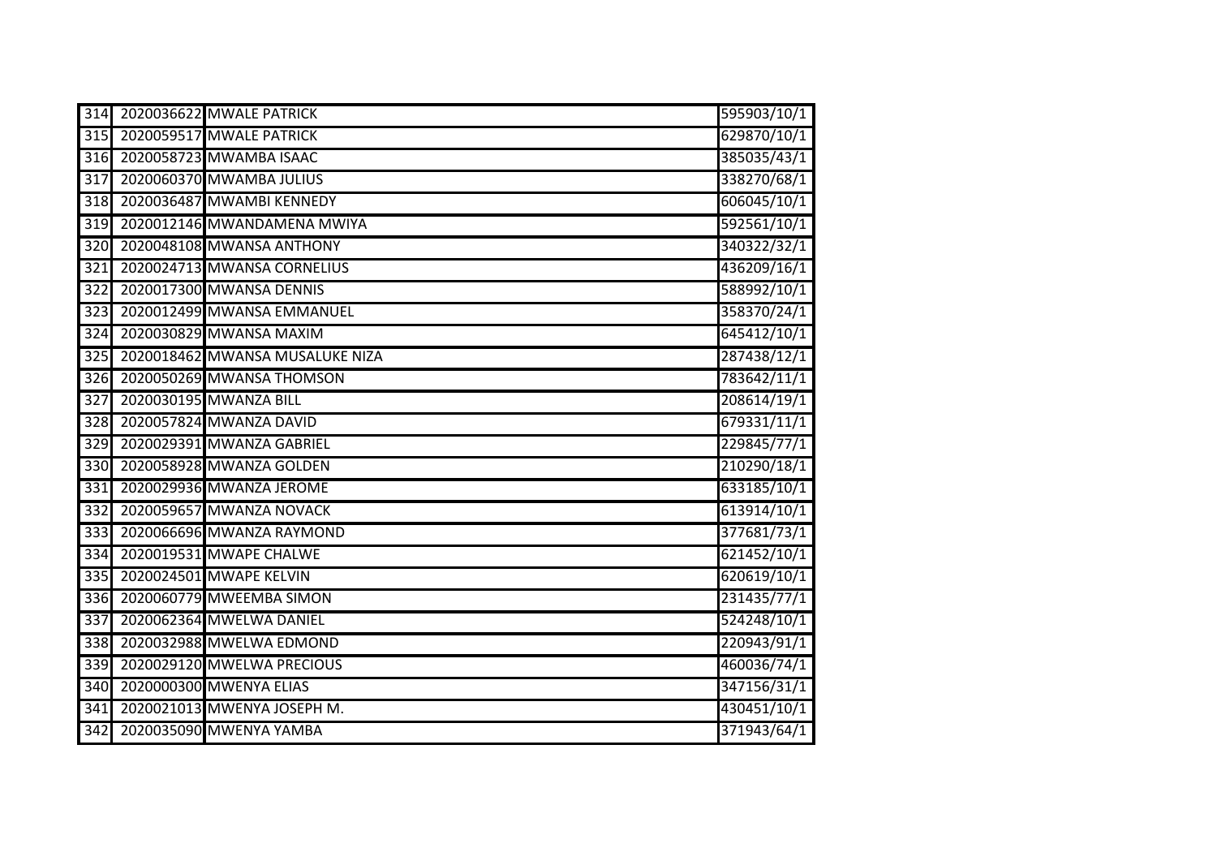| | | | |
|---|---|---|---|
| 314 | 2020036622 | MWALE PATRICK | 595903/10/1 |
| 315 | 2020059517 | MWALE PATRICK | 629870/10/1 |
| 316 | 2020058723 | MWAMBA ISAAC | 385035/43/1 |
| 317 | 2020060370 | MWAMBA JULIUS | 338270/68/1 |
| 318 | 2020036487 | MWAMBI KENNEDY | 606045/10/1 |
| 319 | 2020012146 | MWANDAMENA MWIYA | 592561/10/1 |
| 320 | 2020048108 | MWANSA ANTHONY | 340322/32/1 |
| 321 | 2020024713 | MWANSA CORNELIUS | 436209/16/1 |
| 322 | 2020017300 | MWANSA DENNIS | 588992/10/1 |
| 323 | 2020012499 | MWANSA EMMANUEL | 358370/24/1 |
| 324 | 2020030829 | MWANSA MAXIM | 645412/10/1 |
| 325 | 2020018462 | MWANSA MUSALUKE NIZA | 287438/12/1 |
| 326 | 2020050269 | MWANSA THOMSON | 783642/11/1 |
| 327 | 2020030195 | MWANZA BILL | 208614/19/1 |
| 328 | 2020057824 | MWANZA DAVID | 679331/11/1 |
| 329 | 2020029391 | MWANZA GABRIEL | 229845/77/1 |
| 330 | 2020058928 | MWANZA GOLDEN | 210290/18/1 |
| 331 | 2020029936 | MWANZA JEROME | 633185/10/1 |
| 332 | 2020059657 | MWANZA NOVACK | 613914/10/1 |
| 333 | 2020066696 | MWANZA RAYMOND | 377681/73/1 |
| 334 | 2020019531 | MWAPE CHALWE | 621452/10/1 |
| 335 | 2020024501 | MWAPE KELVIN | 620619/10/1 |
| 336 | 2020060779 | MWEEMBA SIMON | 231435/77/1 |
| 337 | 2020062364 | MWELWA DANIEL | 524248/10/1 |
| 338 | 2020032988 | MWELWA EDMOND | 220943/91/1 |
| 339 | 2020029120 | MWELWA PRECIOUS | 460036/74/1 |
| 340 | 2020000300 | MWENYA ELIAS | 347156/31/1 |
| 341 | 2020021013 | MWENYA JOSEPH M. | 430451/10/1 |
| 342 | 2020035090 | MWENYA YAMBA | 371943/64/1 |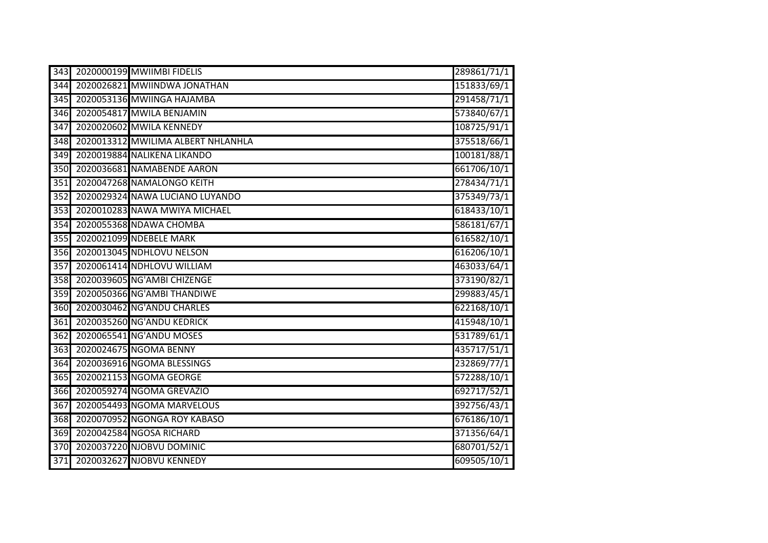| | | | |
|---|---|---|---|
| 343 | 2020000199 | MWIIMBI FIDELIS | 289861/71/1 |
| 344 | 2020026821 | MWIINDWA JONATHAN | 151833/69/1 |
| 345 | 2020053136 | MWIINGA HAJAMBA | 291458/71/1 |
| 346 | 2020054817 | MWILA BENJAMIN | 573840/67/1 |
| 347 | 2020020602 | MWILA KENNEDY | 108725/91/1 |
| 348 | 2020013312 | MWILIMA ALBERT NHLANHLA | 375518/66/1 |
| 349 | 2020019884 | NALIKENA LIKANDO | 100181/88/1 |
| 350 | 2020036681 | NAMABENDE AARON | 661706/10/1 |
| 351 | 2020047268 | NAMALONGO KEITH | 278434/71/1 |
| 352 | 2020029324 | NAWA LUCIANO LUYANDO | 375349/73/1 |
| 353 | 2020010283 | NAWA MWIYA MICHAEL | 618433/10/1 |
| 354 | 2020055368 | NDAWA CHOMBA | 586181/67/1 |
| 355 | 2020021099 | NDEBELE MARK | 616582/10/1 |
| 356 | 2020013045 | NDHLOVU NELSON | 616206/10/1 |
| 357 | 2020061414 | NDHLOVU WILLIAM | 463033/64/1 |
| 358 | 2020039605 | NG'AMBI CHIZENGE | 373190/82/1 |
| 359 | 2020050366 | NG'AMBI THANDIWE | 299883/45/1 |
| 360 | 2020030462 | NG'ANDU CHARLES | 622168/10/1 |
| 361 | 2020035260 | NG'ANDU KEDRICK | 415948/10/1 |
| 362 | 2020065541 | NG'ANDU MOSES | 531789/61/1 |
| 363 | 2020024675 | NGOMA BENNY | 435717/51/1 |
| 364 | 2020036916 | NGOMA BLESSINGS | 232869/77/1 |
| 365 | 2020021153 | NGOMA GEORGE | 572288/10/1 |
| 366 | 2020059274 | NGOMA GREVAZIO | 692717/52/1 |
| 367 | 2020054493 | NGOMA MARVELOUS | 392756/43/1 |
| 368 | 2020070952 | NGONGA ROY KABASO | 676186/10/1 |
| 369 | 2020042584 | NGOSA RICHARD | 371356/64/1 |
| 370 | 2020037220 | NJOBVU DOMINIC | 680701/52/1 |
| 371 | 2020032627 | NJOBVU KENNEDY | 609505/10/1 |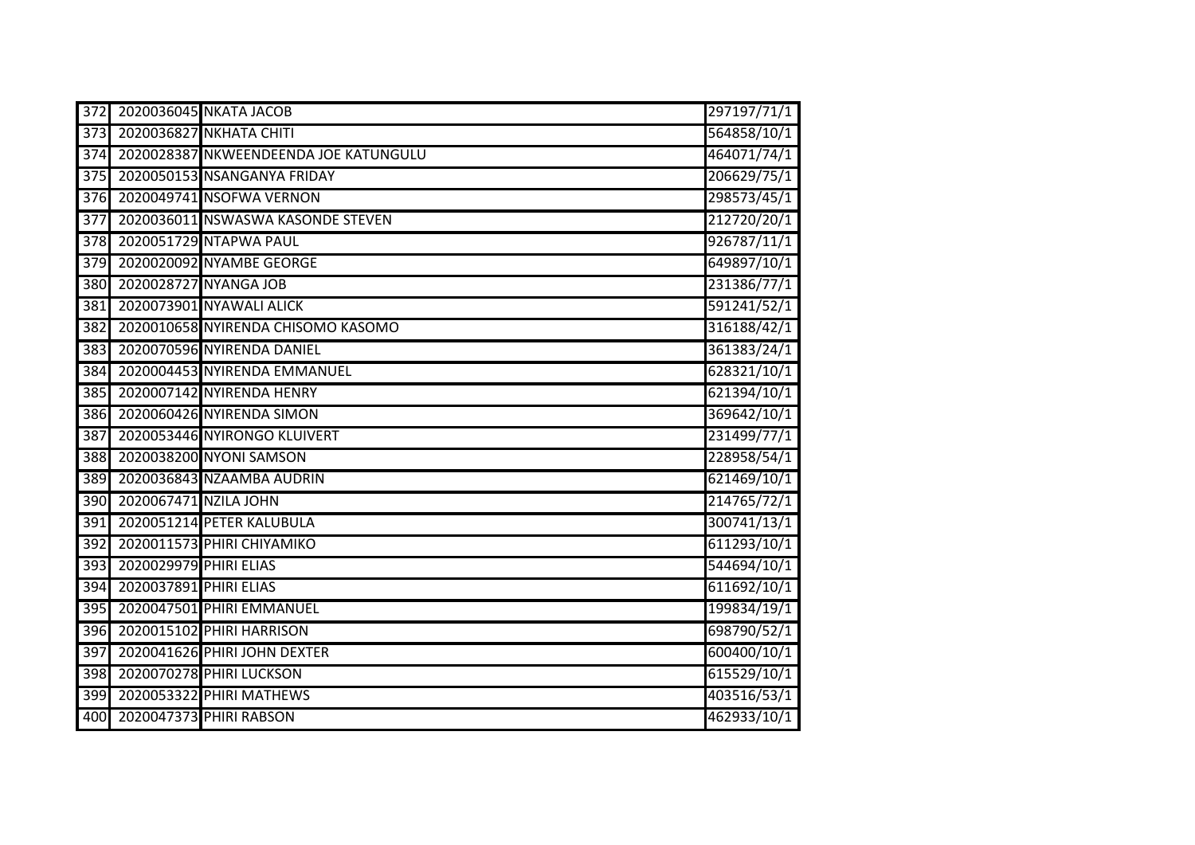| | | | |
|---|---|---|---|
| 372 | 2020036045 | NKATA JACOB | 297197/71/1 |
| 373 | 2020036827 | NKHATA CHITI | 564858/10/1 |
| 374 | 2020028387 | NKWEENDEENDA JOE KATUNGULU | 464071/74/1 |
| 375 | 2020050153 | NSANGANYA FRIDAY | 206629/75/1 |
| 376 | 2020049741 | NSOFWA VERNON | 298573/45/1 |
| 377 | 2020036011 | NSWASWA KASONDE STEVEN | 212720/20/1 |
| 378 | 2020051729 | NTAPWA PAUL | 926787/11/1 |
| 379 | 2020020092 | NYAMBE GEORGE | 649897/10/1 |
| 380 | 2020028727 | NYANGA JOB | 231386/77/1 |
| 381 | 2020073901 | NYAWALI ALICK | 591241/52/1 |
| 382 | 2020010658 | NYIRENDA CHISOMO KASOMO | 316188/42/1 |
| 383 | 2020070596 | NYIRENDA DANIEL | 361383/24/1 |
| 384 | 2020004453 | NYIRENDA EMMANUEL | 628321/10/1 |
| 385 | 2020007142 | NYIRENDA HENRY | 621394/10/1 |
| 386 | 2020060426 | NYIRENDA SIMON | 369642/10/1 |
| 387 | 2020053446 | NYIRONGO KLUIVERT | 231499/77/1 |
| 388 | 2020038200 | NYONI SAMSON | 228958/54/1 |
| 389 | 2020036843 | NZAAMBA AUDRIN | 621469/10/1 |
| 390 | 2020067471 | NZILA JOHN | 214765/72/1 |
| 391 | 2020051214 | PETER KALUBULA | 300741/13/1 |
| 392 | 2020011573 | PHIRI CHIYAMIKO | 611293/10/1 |
| 393 | 2020029979 | PHIRI ELIAS | 544694/10/1 |
| 394 | 2020037891 | PHIRI ELIAS | 611692/10/1 |
| 395 | 2020047501 | PHIRI EMMANUEL | 199834/19/1 |
| 396 | 2020015102 | PHIRI HARRISON | 698790/52/1 |
| 397 | 2020041626 | PHIRI JOHN DEXTER | 600400/10/1 |
| 398 | 2020070278 | PHIRI LUCKSON | 615529/10/1 |
| 399 | 2020053322 | PHIRI MATHEWS | 403516/53/1 |
| 400 | 2020047373 | PHIRI RABSON | 462933/10/1 |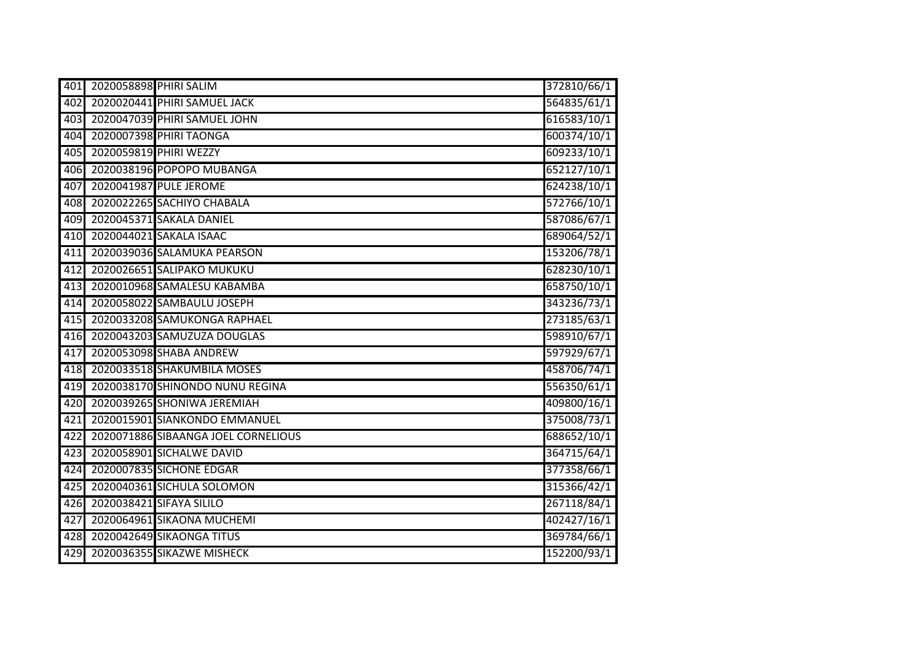| | | | |
|---|---|---|---|
| 401 | 2020058898 | PHIRI SALIM | 372810/66/1 |
| 402 | 2020020441 | PHIRI SAMUEL JACK | 564835/61/1 |
| 403 | 2020047039 | PHIRI SAMUEL JOHN | 616583/10/1 |
| 404 | 2020007398 | PHIRI TAONGA | 600374/10/1 |
| 405 | 2020059819 | PHIRI WEZZY | 609233/10/1 |
| 406 | 2020038196 | POPOPO MUBANGA | 652127/10/1 |
| 407 | 2020041987 | PULE JEROME | 624238/10/1 |
| 408 | 2020022265 | SACHIYO CHABALA | 572766/10/1 |
| 409 | 2020045371 | SAKALA DANIEL | 587086/67/1 |
| 410 | 2020044021 | SAKALA ISAAC | 689064/52/1 |
| 411 | 2020039036 | SALAMUKA PEARSON | 153206/78/1 |
| 412 | 2020026651 | SALIPAKO MUKUKU | 628230/10/1 |
| 413 | 2020010968 | SAMALESU KABAMBA | 658750/10/1 |
| 414 | 2020058022 | SAMBAULU JOSEPH | 343236/73/1 |
| 415 | 2020033208 | SAMUKONGA RAPHAEL | 273185/63/1 |
| 416 | 2020043203 | SAMUZUZA DOUGLAS | 598910/67/1 |
| 417 | 2020053098 | SHABA ANDREW | 597929/67/1 |
| 418 | 2020033518 | SHAKUMBILA MOSES | 458706/74/1 |
| 419 | 2020038170 | SHINONDO NUNU REGINA | 556350/61/1 |
| 420 | 2020039265 | SHONIWA JEREMIAH | 409800/16/1 |
| 421 | 2020015901 | SIANKONDO EMMANUEL | 375008/73/1 |
| 422 | 2020071886 | SIBAANGA JOEL CORNELIOUS | 688652/10/1 |
| 423 | 2020058901 | SICHALWE DAVID | 364715/64/1 |
| 424 | 2020007835 | SICHONE EDGAR | 377358/66/1 |
| 425 | 2020040361 | SICHULA SOLOMON | 315366/42/1 |
| 426 | 2020038421 | SIFAYA SILILO | 267118/84/1 |
| 427 | 2020064961 | SIKAONA MUCHEMI | 402427/16/1 |
| 428 | 2020042649 | SIKAONGA TITUS | 369784/66/1 |
| 429 | 2020036355 | SIKAZWE MISHECK | 152200/93/1 |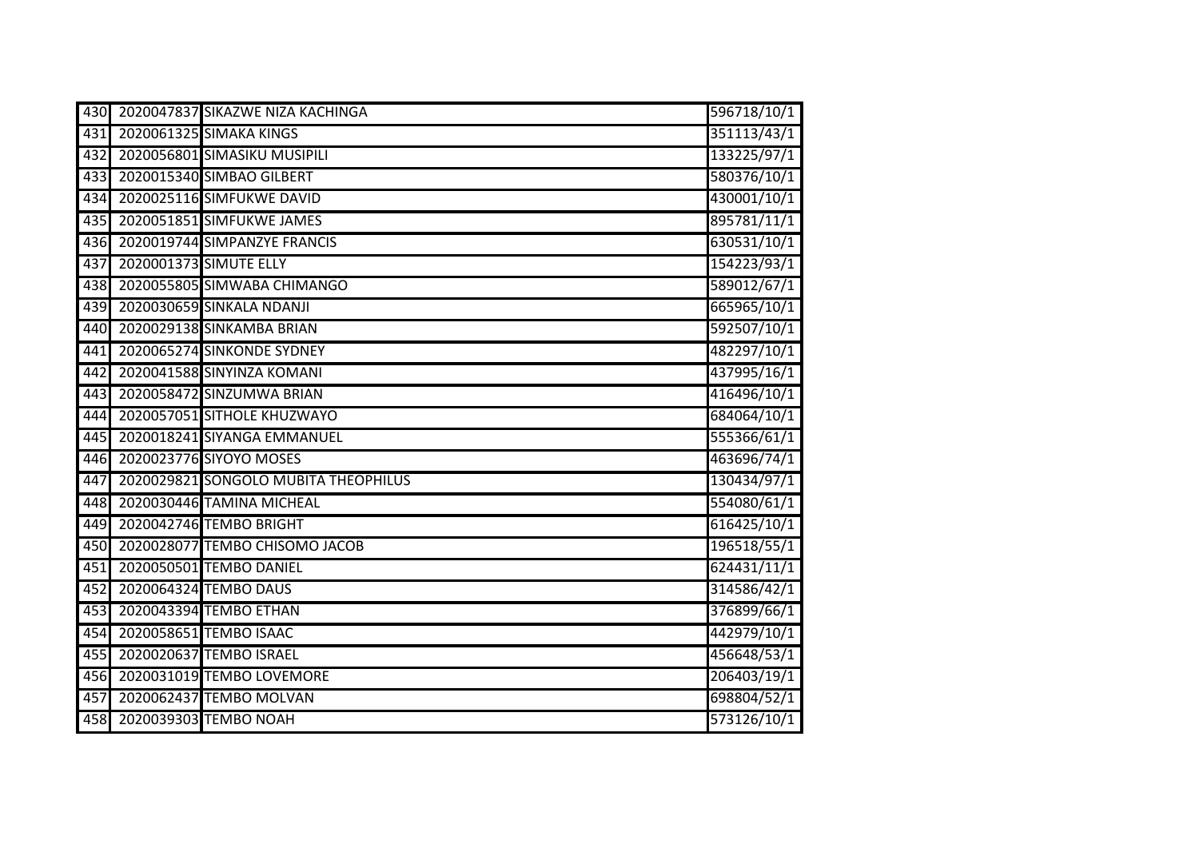| | | | |
|---|---|---|---|
| 430 | 2020047837 | SIKAZWE NIZA KACHINGA | 596718/10/1 |
| 431 | 2020061325 | SIMAKA KINGS | 351113/43/1 |
| 432 | 2020056801 | SIMASIKU MUSIPILI | 133225/97/1 |
| 433 | 2020015340 | SIMBAO GILBERT | 580376/10/1 |
| 434 | 2020025116 | SIMFUKWE DAVID | 430001/10/1 |
| 435 | 2020051851 | SIMFUKWE JAMES | 895781/11/1 |
| 436 | 2020019744 | SIMPANZYE FRANCIS | 630531/10/1 |
| 437 | 2020001373 | SIMUTE ELLY | 154223/93/1 |
| 438 | 2020055805 | SIMWABA CHIMANGO | 589012/67/1 |
| 439 | 2020030659 | SINKALA NDANJI | 665965/10/1 |
| 440 | 2020029138 | SINKAMBA BRIAN | 592507/10/1 |
| 441 | 2020065274 | SINKONDE SYDNEY | 482297/10/1 |
| 442 | 2020041588 | SINYINZA KOMANI | 437995/16/1 |
| 443 | 2020058472 | SINZUMWA BRIAN | 416496/10/1 |
| 444 | 2020057051 | SITHOLE KHUZWAYO | 684064/10/1 |
| 445 | 2020018241 | SIYANGA EMMANUEL | 555366/61/1 |
| 446 | 2020023776 | SIYOYO MOSES | 463696/74/1 |
| 447 | 2020029821 | SONGOLO MUBITA THEOPHILUS | 130434/97/1 |
| 448 | 2020030446 | TAMINA MICHEAL | 554080/61/1 |
| 449 | 2020042746 | TEMBO BRIGHT | 616425/10/1 |
| 450 | 2020028077 | TEMBO CHISOMO JACOB | 196518/55/1 |
| 451 | 2020050501 | TEMBO DANIEL | 624431/11/1 |
| 452 | 2020064324 | TEMBO DAUS | 314586/42/1 |
| 453 | 2020043394 | TEMBO ETHAN | 376899/66/1 |
| 454 | 2020058651 | TEMBO ISAAC | 442979/10/1 |
| 455 | 2020020637 | TEMBO ISRAEL | 456648/53/1 |
| 456 | 2020031019 | TEMBO LOVEMORE | 206403/19/1 |
| 457 | 2020062437 | TEMBO MOLVAN | 698804/52/1 |
| 458 | 2020039303 | TEMBO NOAH | 573126/10/1 |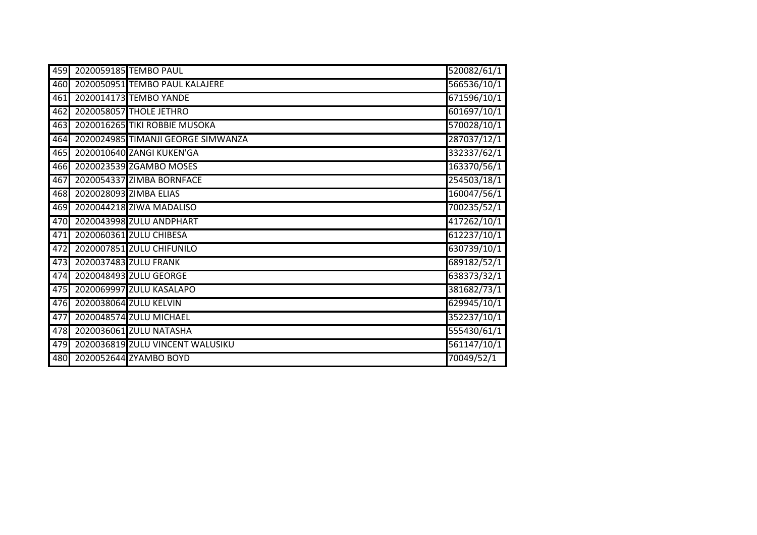| | | | |
|---|---|---|---|
| 459 | 2020059185 | TEMBO PAUL | 520082/61/1 |
| 460 | 2020050951 | TEMBO PAUL KALAJERE | 566536/10/1 |
| 461 | 2020014173 | TEMBO YANDE | 671596/10/1 |
| 462 | 2020058057 | THOLE JETHRO | 601697/10/1 |
| 463 | 2020016265 | TIKI ROBBIE MUSOKA | 570028/10/1 |
| 464 | 2020024985 | TIMANJI GEORGE SIMWANZA | 287037/12/1 |
| 465 | 2020010640 | ZANGI KUKEN'GA | 332337/62/1 |
| 466 | 2020023539 | ZGAMBO MOSES | 163370/56/1 |
| 467 | 2020054337 | ZIMBA BORNFACE | 254503/18/1 |
| 468 | 2020028093 | ZIMBA ELIAS | 160047/56/1 |
| 469 | 2020044218 | ZIWA MADALISO | 700235/52/1 |
| 470 | 2020043998 | ZULU ANDPHART | 417262/10/1 |
| 471 | 2020060361 | ZULU CHIBESA | 612237/10/1 |
| 472 | 2020007851 | ZULU CHIFUNILO | 630739/10/1 |
| 473 | 2020037483 | ZULU FRANK | 689182/52/1 |
| 474 | 2020048493 | ZULU GEORGE | 638373/32/1 |
| 475 | 2020069997 | ZULU KASALAPO | 381682/73/1 |
| 476 | 2020038064 | ZULU KELVIN | 629945/10/1 |
| 477 | 2020048574 | ZULU MICHAEL | 352237/10/1 |
| 478 | 2020036061 | ZULU NATASHA | 555430/61/1 |
| 479 | 2020036819 | ZULU VINCENT WALUSIKU | 561147/10/1 |
| 480 | 2020052644 | ZYAMBO BOYD | 70049/52/1 |